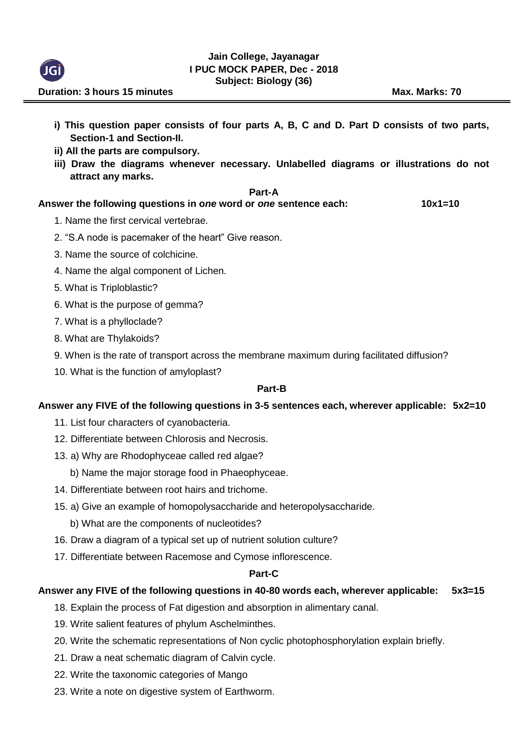# Jain College, Jayanagar
## I PUC MOCK PAPER, Dec - 2018
### Subject: Biology (36)

**Duration: 3 hours 15 minutes** **Max. Marks: 70**

---

**i) This question paper consists of four parts A, B, C and D. Part D consists of two parts, Section-1 and Section-II.**

**ii) All the parts are compulsory.**

**iii) Draw the diagrams whenever necessary. Unlabelled diagrams or illustrations do not attract any marks.**

## Part-A

**Answer the following questions in *one* word or *one* sentence each: 10x1=10**

1. Name the first cervical vertebrae.
2. "S.A node is pacemaker of the heart" Give reason.
3. Name the source of colchicine.
4. Name the algal component of Lichen.
5. What is Triploblastic?
6. What is the purpose of gemma?
7. What is a phylloclade?
8. What are Thylakoids?
9. When is the rate of transport across the membrane maximum during facilitated diffusion?
10. What is the function of amyloplast?

## Part-B

**Answer any FIVE of the following questions in 3-5 sentences each, wherever applicable: 5x2=10**

11. List four characters of cyanobacteria.
12. Differentiate between Chlorosis and Necrosis.
13. a) Why are Rhodophyceae called red algae?

    b) Name the major storage food in Phaeophyceae.
14. Differentiate between root hairs and trichome.
15. a) Give an example of homopolysaccharide and heteropolysaccharide.

    b) What are the components of nucleotides?
16. Draw a diagram of a typical set up of nutrient solution culture?
17. Differentiate between Racemose and Cymose inflorescence.

## Part-C

**Answer any FIVE of the following questions in 40-80 words each, wherever applicable: 5x3=15**

18. Explain the process of Fat digestion and absorption in alimentary canal.
19. Write salient features of phylum Aschelminthes.
20. Write the schematic representations of Non cyclic photophosphorylation explain briefly.
21. Draw a neat schematic diagram of Calvin cycle.
22. Write the taxonomic categories of Mango
23. Write a note on digestive system of Earthworm.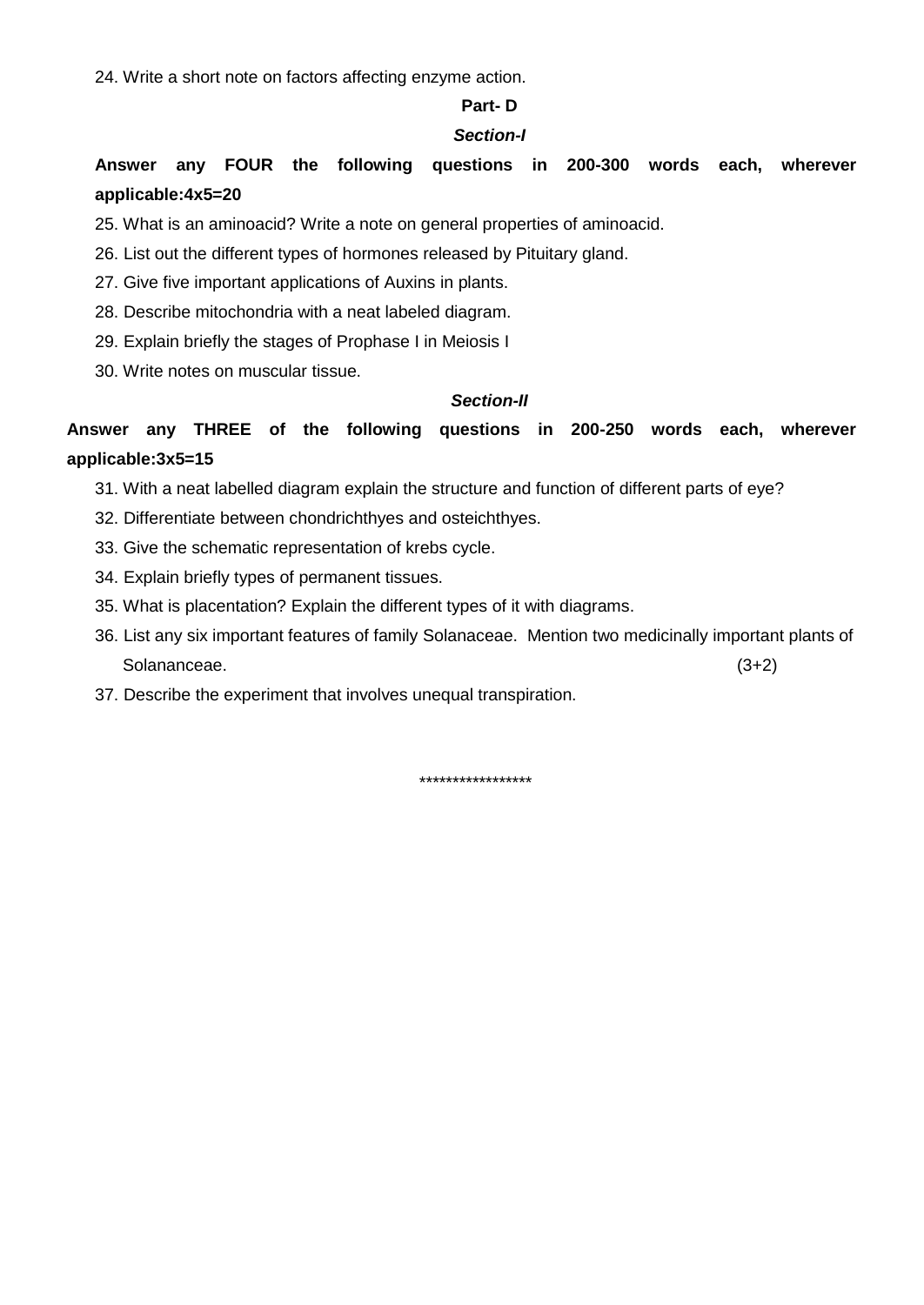24. Write a short note on factors affecting enzyme action.

**Part- D**

***Section-I***

**Answer any FOUR the following questions in 200-300 words each, wherever applicable:4x5=20**

25. What is an aminoacid? Write a note on general properties of aminoacid.
26. List out the different types of hormones released by Pituitary gland.
27. Give five important applications of Auxins in plants.
28. Describe mitochondria with a neat labeled diagram.
29. Explain briefly the stages of Prophase I in Meiosis I
30. Write notes on muscular tissue.

***Section-II***

**Answer any THREE of the following questions in 200-250 words each, wherever applicable:3x5=15**

31. With a neat labelled diagram explain the structure and function of different parts of eye?
32. Differentiate between chondrichthyes and osteichthyes.
33. Give the schematic representation of krebs cycle.
34. Explain briefly types of permanent tissues.
35. What is placentation? Explain the different types of it with diagrams.
36. List any six important features of family Solanaceae. Mention two medicinally important plants of Solananceae. (3+2)
37. Describe the experiment that involves unequal transpiration.

*****************